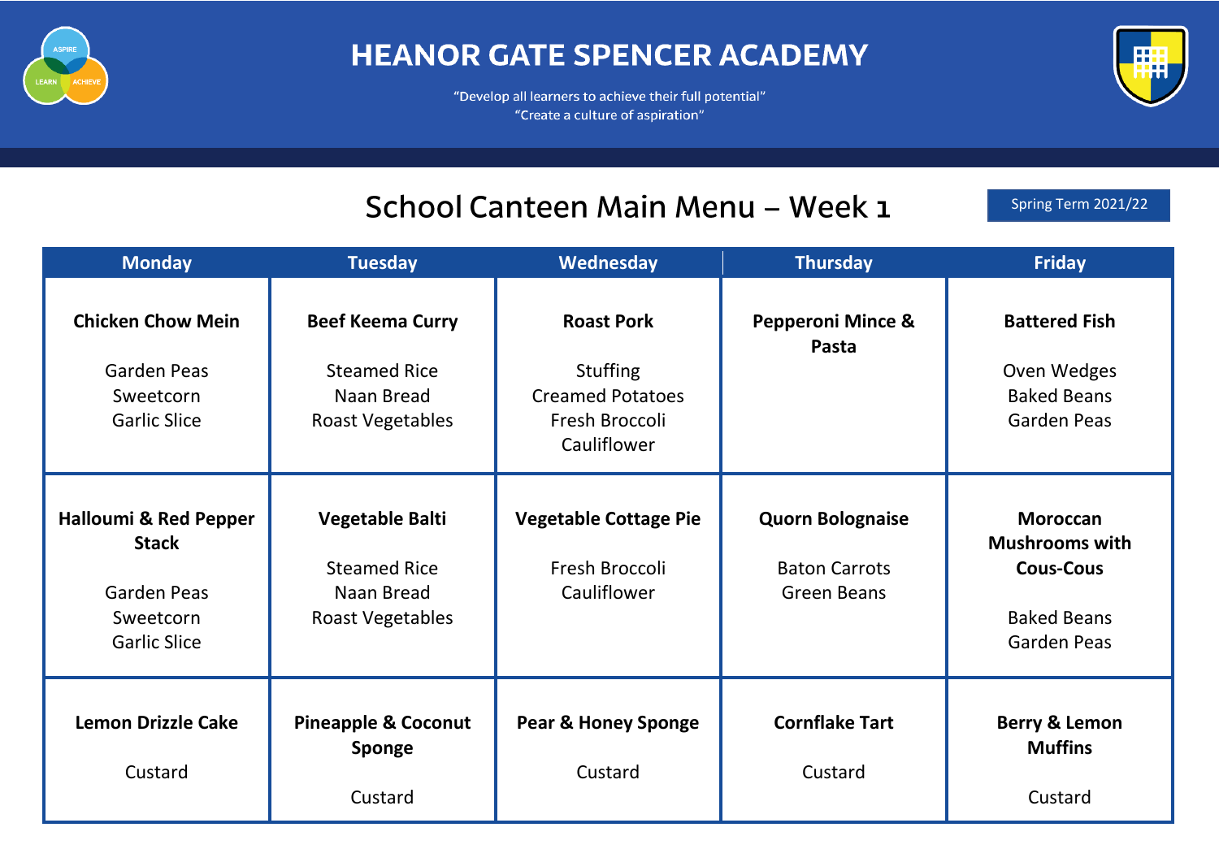# HEANOR GATE SPENCER ACADEMY

"Develop all learners to achieve their full potential"
"Create a culture of aspiration"

## School Canteen Main Menu – Week 1

Spring Term 2021/22

| Monday | Tuesday | Wednesday | Thursday | Friday |
|---|---|---|---|---|
| **Chicken Chow Mein**<br><br>Garden Peas<br>Sweetcorn<br>Garlic Slice | **Beef Keema Curry**<br><br>Steamed Rice<br>Naan Bread<br>Roast Vegetables | **Roast Pork**<br><br>Stuffing<br>Creamed Potatoes<br>Fresh Broccoli<br>Cauliflower | **Pepperoni Mince & Pasta** | **Battered Fish**<br><br>Oven Wedges<br>Baked Beans<br>Garden Peas |
| **Halloumi & Red Pepper Stack**<br><br>Garden Peas<br>Sweetcorn<br>Garlic Slice | **Vegetable Balti**<br><br>Steamed Rice<br>Naan Bread<br>Roast Vegetables | **Vegetable Cottage Pie**<br><br>Fresh Broccoli<br>Cauliflower | **Quorn Bolognaise**<br><br>Baton Carrots<br>Green Beans | **Moroccan Mushrooms with Cous-Cous**<br><br>Baked Beans<br>Garden Peas |
| **Lemon Drizzle Cake**<br><br>Custard | **Pineapple & Coconut Sponge**<br><br>Custard | **Pear & Honey Sponge**<br><br>Custard | **Cornflake Tart**<br><br>Custard | **Berry & Lemon Muffins**<br><br>Custard |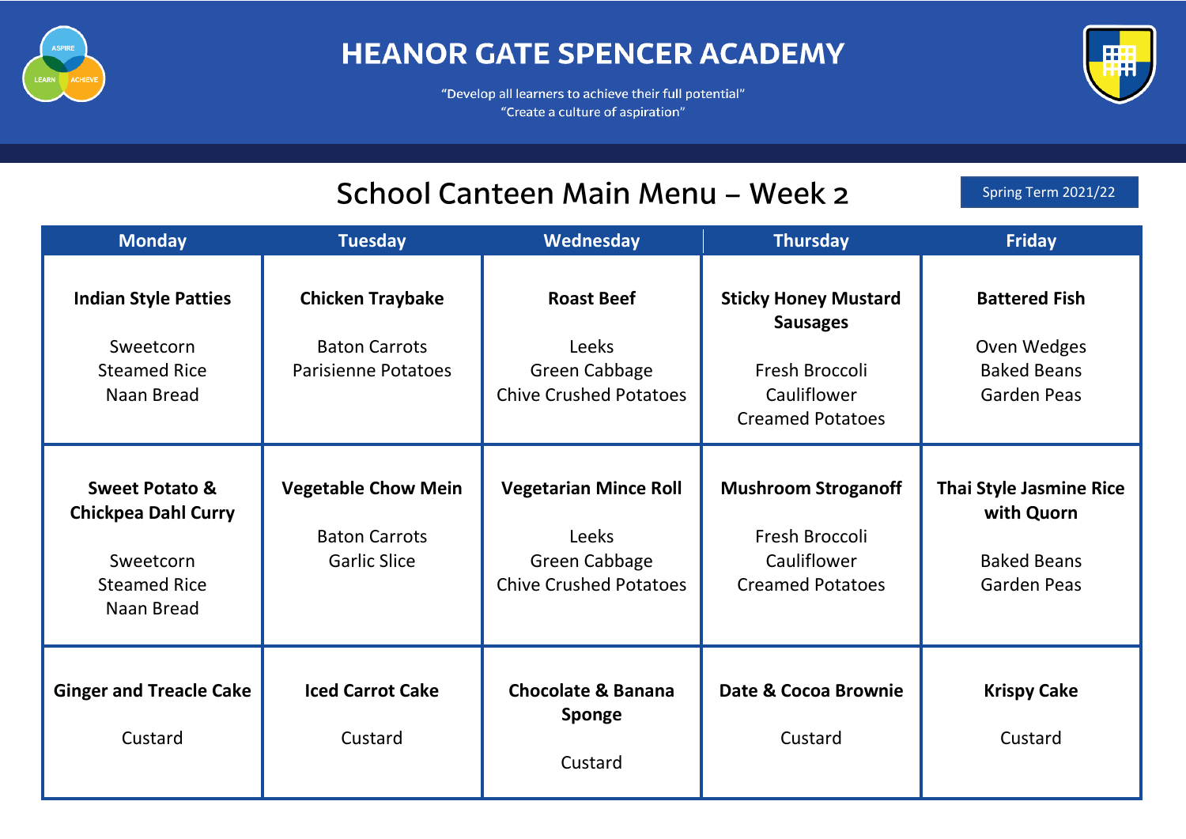# HEANOR GATE SPENCER ACADEMY

"Develop all learners to achieve their full potential"
"Create a culture of aspiration"

## School Canteen Main Menu – Week 2

Spring Term 2021/22

| Monday | Tuesday | Wednesday | Thursday | Friday |
|---|---|---|---|---|
| **Indian Style Patties**<br><br>Sweetcorn<br>Steamed Rice<br>Naan Bread | **Chicken Traybake**<br><br>Baton Carrots<br>Parisienne Potatoes | **Roast Beef**<br><br>Leeks<br>Green Cabbage<br>Chive Crushed Potatoes | **Sticky Honey Mustard Sausages**<br><br>Fresh Broccoli<br>Cauliflower<br>Creamed Potatoes | **Battered Fish**<br><br>Oven Wedges<br>Baked Beans<br>Garden Peas |
| **Sweet Potato & Chickpea Dahl Curry**<br><br>Sweetcorn<br>Steamed Rice<br>Naan Bread | **Vegetable Chow Mein**<br><br>Baton Carrots<br>Garlic Slice | **Vegetarian Mince Roll**<br><br>Leeks<br>Green Cabbage<br>Chive Crushed Potatoes | **Mushroom Stroganoff**<br><br>Fresh Broccoli<br>Cauliflower<br>Creamed Potatoes | **Thai Style Jasmine Rice with Quorn**<br><br>Baked Beans<br>Garden Peas |
| **Ginger and Treacle Cake**<br><br>Custard | **Iced Carrot Cake**<br><br>Custard | **Chocolate & Banana Sponge**<br><br>Custard | **Date & Cocoa Brownie**<br><br>Custard | **Krispy Cake**<br><br>Custard |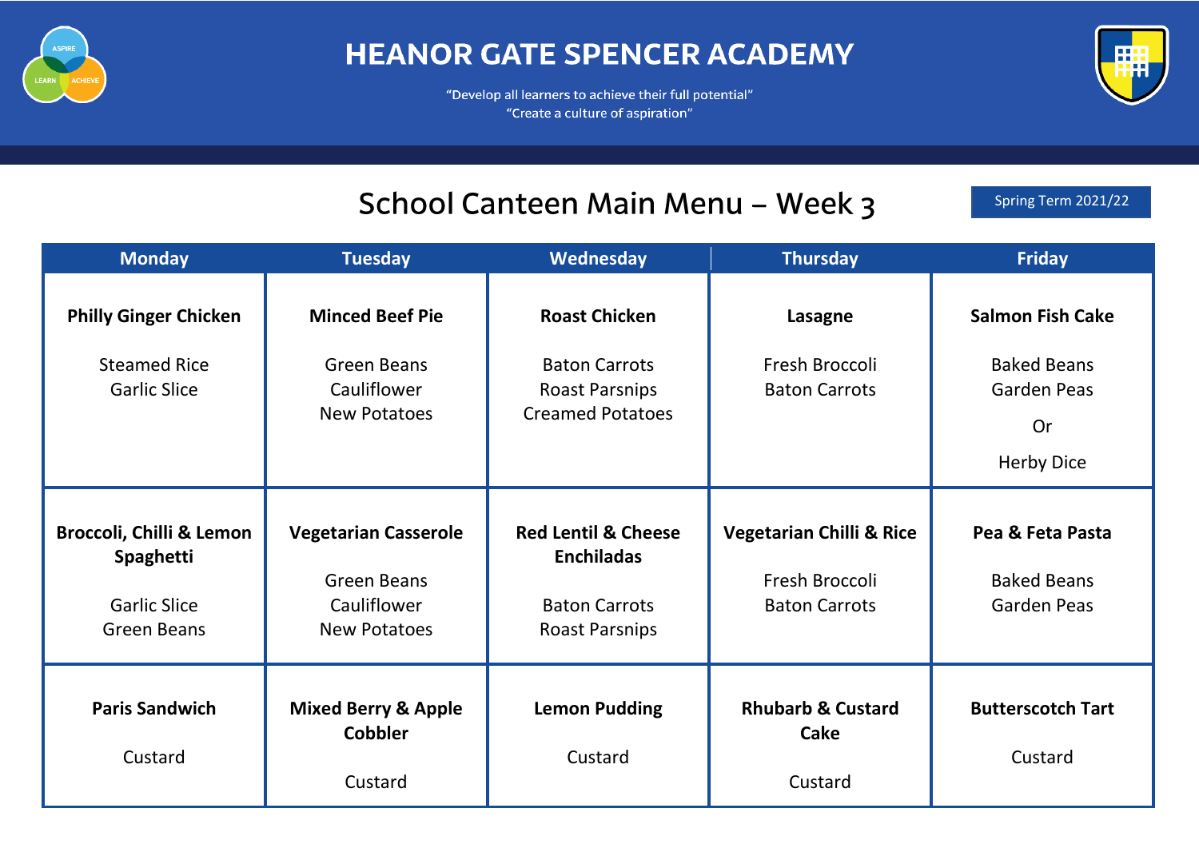# HEANOR GATE SPENCER ACADEMY

"Develop all learners to achieve their full potential"
"Create a culture of aspiration"

## School Canteen Main Menu – Week 3

Spring Term 2021/22

| Monday | Tuesday | Wednesday | Thursday | Friday |
|---|---|---|---|---|
| **Philly Ginger Chicken**<br><br>Steamed Rice<br>Garlic Slice | **Minced Beef Pie**<br><br>Green Beans<br>Cauliflower<br>New Potatoes | **Roast Chicken**<br><br>Baton Carrots<br>Roast Parsnips<br>Creamed Potatoes | **Lasagne**<br><br>Fresh Broccoli<br>Baton Carrots | **Salmon Fish Cake**<br><br>Baked Beans<br>Garden Peas<br><br>Or<br><br>Herby Dice |
| **Broccoli, Chilli & Lemon Spaghetti**<br><br>Garlic Slice<br>Green Beans | **Vegetarian Casserole**<br><br>Green Beans<br>Cauliflower<br>New Potatoes | **Red Lentil & Cheese Enchiladas**<br><br>Baton Carrots<br>Roast Parsnips | **Vegetarian Chilli & Rice**<br><br>Fresh Broccoli<br>Baton Carrots | **Pea & Feta Pasta**<br><br>Baked Beans<br>Garden Peas |
| **Paris Sandwich**<br><br>Custard | **Mixed Berry & Apple Cobbler**<br><br>Custard | **Lemon Pudding**<br><br>Custard | **Rhubarb & Custard Cake**<br><br>Custard | **Butterscotch Tart**<br><br>Custard |